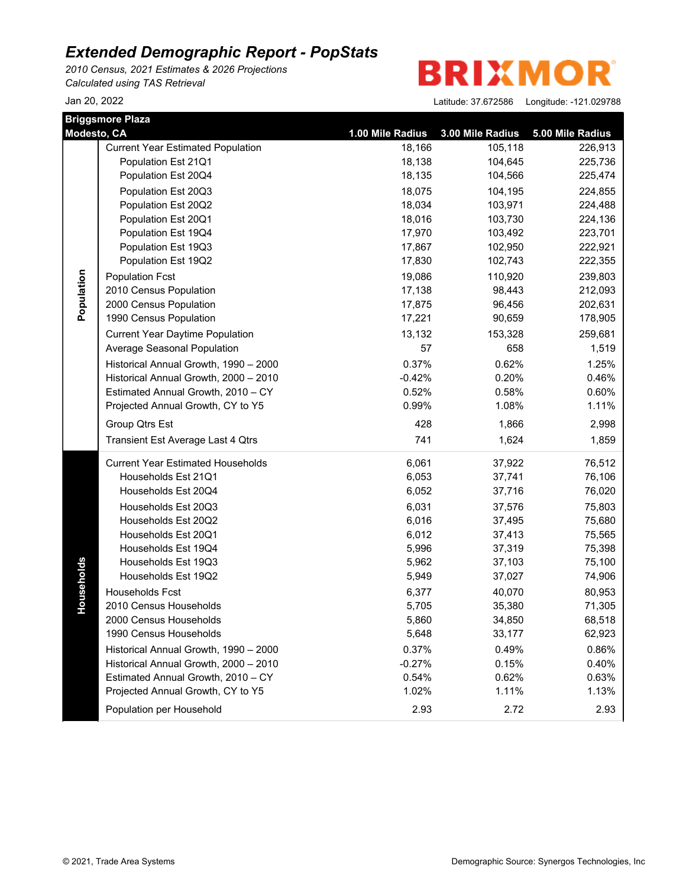# Extended Demographic Report - PopStats

*2010 Census, 2021 Estimates & 2026 Projections*
*Calculated using TAS Retrieval*

Jan 20, 2022

BRIXMOR

Latitude: 37.672586 Longitude: -121.029788

**Briggsmore Plaza**
**Modesto, CA**

| | | 1.00 Mile Radius | 3.00 Mile Radius | 5.00 Mile Radius |
|---|---|---|---|---|
| Population | Current Year Estimated Population | 18,166 | 105,118 | 226,913 |
| | Population Est 21Q1 | 18,138 | 104,645 | 225,736 |
| | Population Est 20Q4 | 18,135 | 104,566 | 225,474 |
| | Population Est 20Q3 | 18,075 | 104,195 | 224,855 |
| | Population Est 20Q2 | 18,034 | 103,971 | 224,488 |
| | Population Est 20Q1 | 18,016 | 103,730 | 224,136 |
| | Population Est 19Q4 | 17,970 | 103,492 | 223,701 |
| | Population Est 19Q3 | 17,867 | 102,950 | 222,921 |
| | Population Est 19Q2 | 17,830 | 102,743 | 222,355 |
| | Population Fcst | 19,086 | 110,920 | 239,803 |
| | 2010 Census Population | 17,138 | 98,443 | 212,093 |
| | 2000 Census Population | 17,875 | 96,456 | 202,631 |
| | 1990 Census Population | 17,221 | 90,659 | 178,905 |
| | Current Year Daytime Population | 13,132 | 153,328 | 259,681 |
| | Average Seasonal Population | 57 | 658 | 1,519 |
| | Historical Annual Growth, 1990 – 2000 | 0.37% | 0.62% | 1.25% |
| | Historical Annual Growth, 2000 – 2010 | -0.42% | 0.20% | 0.46% |
| | Estimated Annual Growth, 2010 – CY | 0.52% | 0.58% | 0.60% |
| | Projected Annual Growth, CY to Y5 | 0.99% | 1.08% | 1.11% |
| | Group Qtrs Est | 428 | 1,866 | 2,998 |
| | Transient Est Average Last 4 Qtrs | 741 | 1,624 | 1,859 |
| Households | Current Year Estimated Households | 6,061 | 37,922 | 76,512 |
| | Households Est 21Q1 | 6,053 | 37,741 | 76,106 |
| | Households Est 20Q4 | 6,052 | 37,716 | 76,020 |
| | Households Est 20Q3 | 6,031 | 37,576 | 75,803 |
| | Households Est 20Q2 | 6,016 | 37,495 | 75,680 |
| | Households Est 20Q1 | 6,012 | 37,413 | 75,565 |
| | Households Est 19Q4 | 5,996 | 37,319 | 75,398 |
| | Households Est 19Q3 | 5,962 | 37,103 | 75,100 |
| | Households Est 19Q2 | 5,949 | 37,027 | 74,906 |
| | Households Fcst | 6,377 | 40,070 | 80,953 |
| | 2010 Census Households | 5,705 | 35,380 | 71,305 |
| | 2000 Census Households | 5,860 | 34,850 | 68,518 |
| | 1990 Census Households | 5,648 | 33,177 | 62,923 |
| | Historical Annual Growth, 1990 – 2000 | 0.37% | 0.49% | 0.86% |
| | Historical Annual Growth, 2000 – 2010 | -0.27% | 0.15% | 0.40% |
| | Estimated Annual Growth, 2010 – CY | 0.54% | 0.62% | 0.63% |
| | Projected Annual Growth, CY to Y5 | 1.02% | 1.11% | 1.13% |
| | Population per Household | 2.93 | 2.72 | 2.93 |

© 2021, Trade Area Systems

Demographic Source: Synergos Technologies, Inc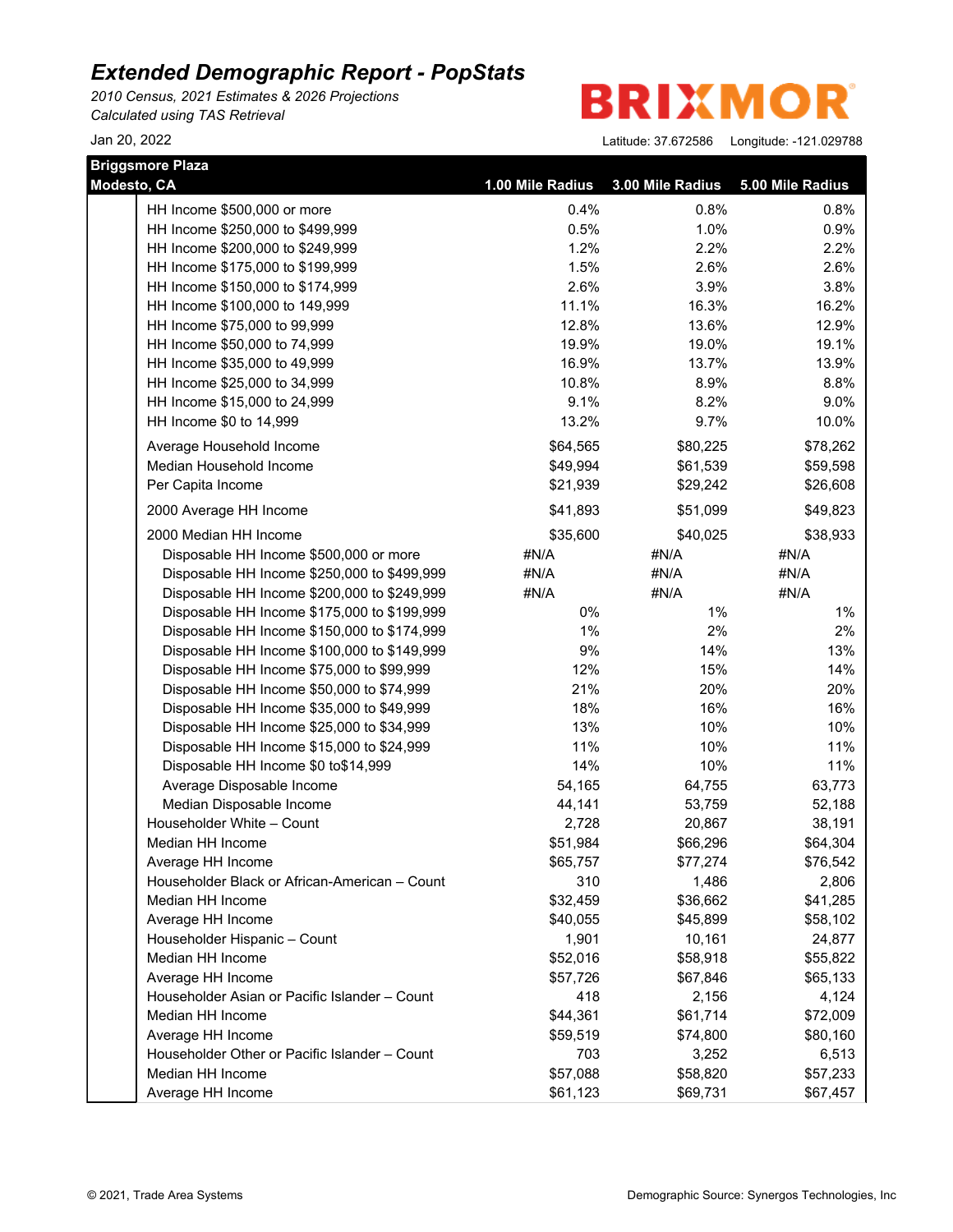# Extended Demographic Report - PopStats

*2010 Census, 2021 Estimates & 2026 Projections*
*Calculated using TAS Retrieval*

Jan 20, 2022

BRIXMOR

Latitude: 37.672586 Longitude: -121.029788

| Briggsmore Plaza Modesto, CA | 1.00 Mile Radius | 3.00 Mile Radius | 5.00 Mile Radius |
|---|---|---|---|
| HH Income $500,000 or more | 0.4% | 0.8% | 0.8% |
| HH Income $250,000 to $499,999 | 0.5% | 1.0% | 0.9% |
| HH Income $200,000 to $249,999 | 1.2% | 2.2% | 2.2% |
| HH Income $175,000 to $199,999 | 1.5% | 2.6% | 2.6% |
| HH Income $150,000 to $174,999 | 2.6% | 3.9% | 3.8% |
| HH Income $100,000 to 149,999 | 11.1% | 16.3% | 16.2% |
| HH Income $75,000 to 99,999 | 12.8% | 13.6% | 12.9% |
| HH Income $50,000 to 74,999 | 19.9% | 19.0% | 19.1% |
| HH Income $35,000 to 49,999 | 16.9% | 13.7% | 13.9% |
| HH Income $25,000 to 34,999 | 10.8% | 8.9% | 8.8% |
| HH Income $15,000 to 24,999 | 9.1% | 8.2% | 9.0% |
| HH Income $0 to 14,999 | 13.2% | 9.7% | 10.0% |
| Average Household Income | $64,565 | $80,225 | $78,262 |
| Median Household Income | $49,994 | $61,539 | $59,598 |
| Per Capita Income | $21,939 | $29,242 | $26,608 |
| 2000 Average HH Income | $41,893 | $51,099 | $49,823 |
| 2000 Median HH Income | $35,600 | $40,025 | $38,933 |
| Disposable HH Income $500,000 or more | #N/A | #N/A | #N/A |
| Disposable HH Income $250,000 to $499,999 | #N/A | #N/A | #N/A |
| Disposable HH Income $200,000 to $249,999 | #N/A | #N/A | #N/A |
| Disposable HH Income $175,000 to $199,999 | 0% | 1% | 1% |
| Disposable HH Income $150,000 to $174,999 | 1% | 2% | 2% |
| Disposable HH Income $100,000 to $149,999 | 9% | 14% | 13% |
| Disposable HH Income $75,000 to $99,999 | 12% | 15% | 14% |
| Disposable HH Income $50,000 to $74,999 | 21% | 20% | 20% |
| Disposable HH Income $35,000 to $49,999 | 18% | 16% | 16% |
| Disposable HH Income $25,000 to $34,999 | 13% | 10% | 10% |
| Disposable HH Income $15,000 to $24,999 | 11% | 10% | 11% |
| Disposable HH Income $0 to$14,999 | 14% | 10% | 11% |
| Average Disposable Income | 54,165 | 64,755 | 63,773 |
| Median Disposable Income | 44,141 | 53,759 | 52,188 |
| Householder White – Count | 2,728 | 20,867 | 38,191 |
| Median HH Income | $51,984 | $66,296 | $64,304 |
| Average HH Income | $65,757 | $77,274 | $76,542 |
| Householder Black or African-American – Count | 310 | 1,486 | 2,806 |
| Median HH Income | $32,459 | $36,662 | $41,285 |
| Average HH Income | $40,055 | $45,899 | $58,102 |
| Householder Hispanic – Count | 1,901 | 10,161 | 24,877 |
| Median HH Income | $52,016 | $58,918 | $55,822 |
| Average HH Income | $57,726 | $67,846 | $65,133 |
| Householder Asian or Pacific Islander – Count | 418 | 2,156 | 4,124 |
| Median HH Income | $44,361 | $61,714 | $72,009 |
| Average HH Income | $59,519 | $74,800 | $80,160 |
| Householder Other or Pacific Islander – Count | 703 | 3,252 | 6,513 |
| Median HH Income | $57,088 | $58,820 | $57,233 |
| Average HH Income | $61,123 | $69,731 | $67,457 |

© 2021, Trade Area Systems

Demographic Source: Synergos Technologies, Inc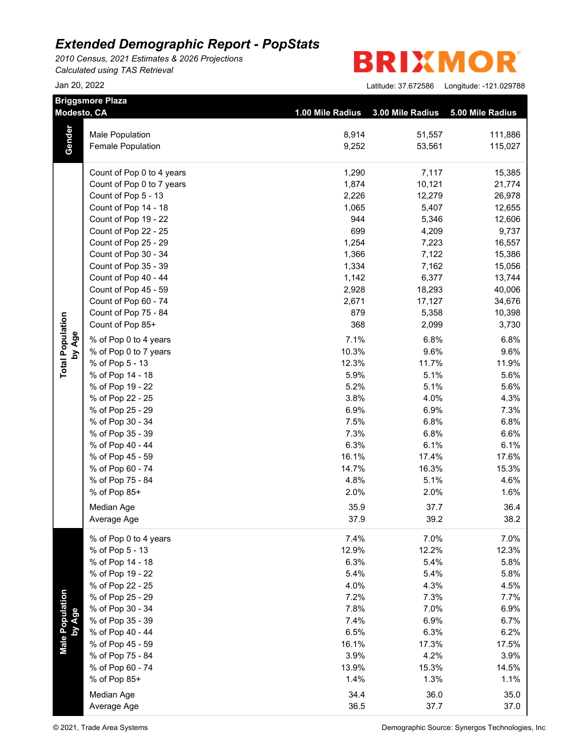# Extended Demographic Report - PopStats

*2010 Census, 2021 Estimates & 2026 Projections*
*Calculated using TAS Retrieval*

Jan 20, 2022

BRIXMOR

Latitude: 37.672586 Longitude: -121.029788

| Briggsmore Plaza Modesto, CA | | 1.00 Mile Radius | 3.00 Mile Radius | 5.00 Mile Radius |
|---|---|---|---|---|
| Gender | Male Population | 8,914 | 51,557 | 111,886 |
| | Female Population | 9,252 | 53,561 | 115,027 |
| Total Population by Age | Count of Pop 0 to 4 years | 1,290 | 7,117 | 15,385 |
| | Count of Pop 0 to 7 years | 1,874 | 10,121 | 21,774 |
| | Count of Pop 5 - 13 | 2,226 | 12,279 | 26,978 |
| | Count of Pop 14 - 18 | 1,065 | 5,407 | 12,655 |
| | Count of Pop 19 - 22 | 944 | 5,346 | 12,606 |
| | Count of Pop 22 - 25 | 699 | 4,209 | 9,737 |
| | Count of Pop 25 - 29 | 1,254 | 7,223 | 16,557 |
| | Count of Pop 30 - 34 | 1,366 | 7,122 | 15,386 |
| | Count of Pop 35 - 39 | 1,334 | 7,162 | 15,056 |
| | Count of Pop 40 - 44 | 1,142 | 6,377 | 13,744 |
| | Count of Pop 45 - 59 | 2,928 | 18,293 | 40,006 |
| | Count of Pop 60 - 74 | 2,671 | 17,127 | 34,676 |
| | Count of Pop 75 - 84 | 879 | 5,358 | 10,398 |
| | Count of Pop 85+ | 368 | 2,099 | 3,730 |
| | % of Pop 0 to 4 years | 7.1% | 6.8% | 6.8% |
| | % of Pop 0 to 7 years | 10.3% | 9.6% | 9.6% |
| | % of Pop 5 - 13 | 12.3% | 11.7% | 11.9% |
| | % of Pop 14 - 18 | 5.9% | 5.1% | 5.6% |
| | % of Pop 19 - 22 | 5.2% | 5.1% | 5.6% |
| | % of Pop 22 - 25 | 3.8% | 4.0% | 4.3% |
| | % of Pop 25 - 29 | 6.9% | 6.9% | 7.3% |
| | % of Pop 30 - 34 | 7.5% | 6.8% | 6.8% |
| | % of Pop 35 - 39 | 7.3% | 6.8% | 6.6% |
| | % of Pop 40 - 44 | 6.3% | 6.1% | 6.1% |
| | % of Pop 45 - 59 | 16.1% | 17.4% | 17.6% |
| | % of Pop 60 - 74 | 14.7% | 16.3% | 15.3% |
| | % of Pop 75 - 84 | 4.8% | 5.1% | 4.6% |
| | % of Pop 85+ | 2.0% | 2.0% | 1.6% |
| | Median Age | 35.9 | 37.7 | 36.4 |
| | Average Age | 37.9 | 39.2 | 38.2 |
| Male Population by Age | % of Pop 0 to 4 years | 7.4% | 7.0% | 7.0% |
| | % of Pop 5 - 13 | 12.9% | 12.2% | 12.3% |
| | % of Pop 14 - 18 | 6.3% | 5.4% | 5.8% |
| | % of Pop 19 - 22 | 5.4% | 5.4% | 5.8% |
| | % of Pop 22 - 25 | 4.0% | 4.3% | 4.5% |
| | % of Pop 25 - 29 | 7.2% | 7.3% | 7.7% |
| | % of Pop 30 - 34 | 7.8% | 7.0% | 6.9% |
| | % of Pop 35 - 39 | 7.4% | 6.9% | 6.7% |
| | % of Pop 40 - 44 | 6.5% | 6.3% | 6.2% |
| | % of Pop 45 - 59 | 16.1% | 17.3% | 17.5% |
| | % of Pop 75 - 84 | 3.9% | 4.2% | 3.9% |
| | % of Pop 60 - 74 | 13.9% | 15.3% | 14.5% |
| | % of Pop 85+ | 1.4% | 1.3% | 1.1% |
| | Median Age | 34.4 | 36.0 | 35.0 |
| | Average Age | 36.5 | 37.7 | 37.0 |

© 2021, Trade Area Systems

Demographic Source: Synergos Technologies, Inc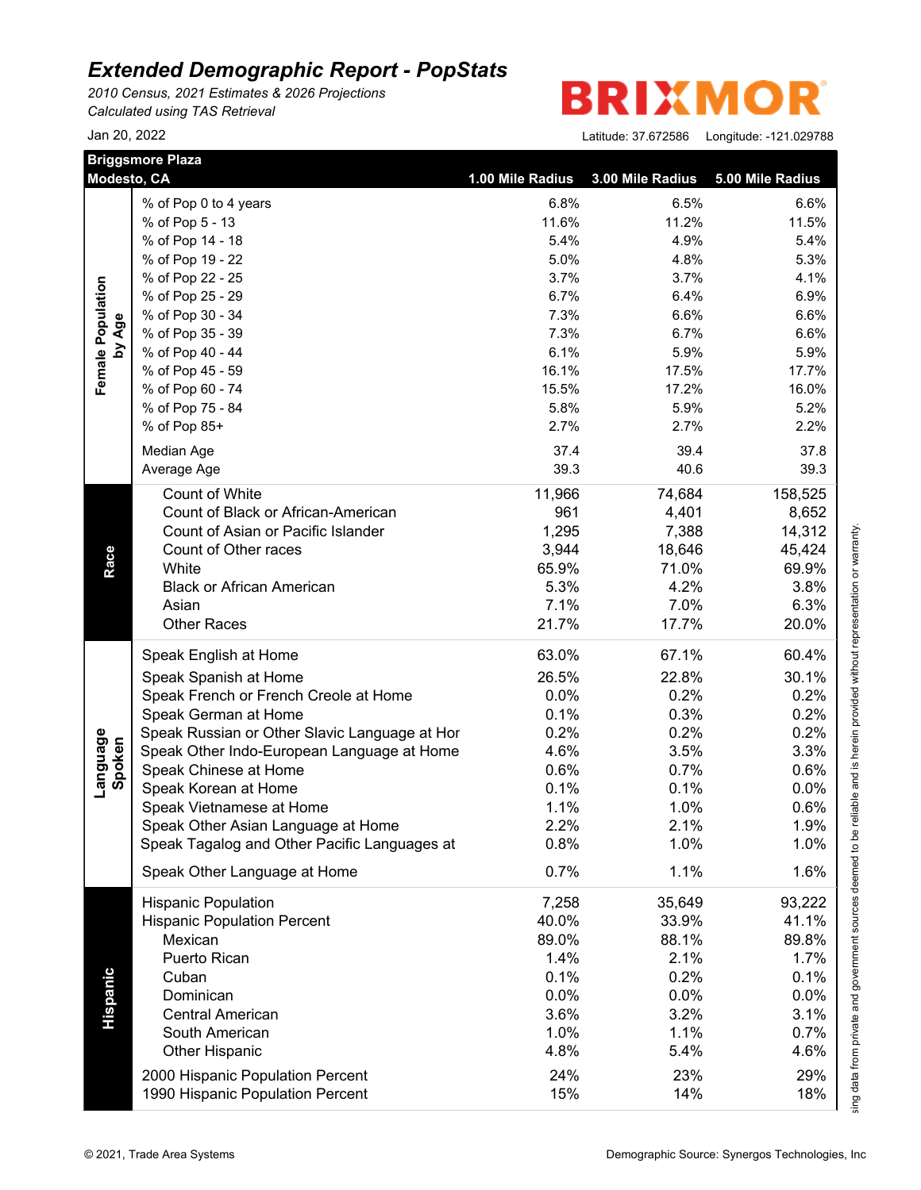# Extended Demographic Report - PopStats

*2010 Census, 2021 Estimates & 2026 Projections*
*Calculated using TAS Retrieval*

Jan 20, 2022

BRIXMOR

Latitude: 37.672586 Longitude: -121.029788

| Briggsmore Plaza Modesto, CA | | 1.00 Mile Radius | 3.00 Mile Radius | 5.00 Mile Radius |
|---|---|---|---|---|
| Female Population by Age | % of Pop 0 to 4 years | 6.8% | 6.5% | 6.6% |
| | % of Pop 5 - 13 | 11.6% | 11.2% | 11.5% |
| | % of Pop 14 - 18 | 5.4% | 4.9% | 5.4% |
| | % of Pop 19 - 22 | 5.0% | 4.8% | 5.3% |
| | % of Pop 22 - 25 | 3.7% | 3.7% | 4.1% |
| | % of Pop 25 - 29 | 6.7% | 6.4% | 6.9% |
| | % of Pop 30 - 34 | 7.3% | 6.6% | 6.6% |
| | % of Pop 35 - 39 | 7.3% | 6.7% | 6.6% |
| | % of Pop 40 - 44 | 6.1% | 5.9% | 5.9% |
| | % of Pop 45 - 59 | 16.1% | 17.5% | 17.7% |
| | % of Pop 60 - 74 | 15.5% | 17.2% | 16.0% |
| | % of Pop 75 - 84 | 5.8% | 5.9% | 5.2% |
| | % of Pop 85+ | 2.7% | 2.7% | 2.2% |
| | Median Age | 37.4 | 39.4 | 37.8 |
| | Average Age | 39.3 | 40.6 | 39.3 |
| Race | Count of White | 11,966 | 74,684 | 158,525 |
| | Count of Black or African-American | 961 | 4,401 | 8,652 |
| | Count of Asian or Pacific Islander | 1,295 | 7,388 | 14,312 |
| | Count of Other races | 3,944 | 18,646 | 45,424 |
| | White | 65.9% | 71.0% | 69.9% |
| | Black or African American | 5.3% | 4.2% | 3.8% |
| | Asian | 7.1% | 7.0% | 6.3% |
| | Other Races | 21.7% | 17.7% | 20.0% |
| Language Spoken | Speak English at Home | 63.0% | 67.1% | 60.4% |
| | Speak Spanish at Home | 26.5% | 22.8% | 30.1% |
| | Speak French or French Creole at Home | 0.0% | 0.2% | 0.2% |
| | Speak German at Home | 0.1% | 0.3% | 0.2% |
| | Speak Russian or Other Slavic Language at Hor | 0.2% | 0.2% | 0.2% |
| | Speak Other Indo-European Language at Home | 4.6% | 3.5% | 3.3% |
| | Speak Chinese at Home | 0.6% | 0.7% | 0.6% |
| | Speak Korean at Home | 0.1% | 0.1% | 0.0% |
| | Speak Vietnamese at Home | 1.1% | 1.0% | 0.6% |
| | Speak Other Asian Language at Home | 2.2% | 2.1% | 1.9% |
| | Speak Tagalog and Other Pacific Languages at | 0.8% | 1.0% | 1.0% |
| | Speak Other Language at Home | 0.7% | 1.1% | 1.6% |
| Hispanic | Hispanic Population | 7,258 | 35,649 | 93,222 |
| | Hispanic Population Percent | 40.0% | 33.9% | 41.1% |
| | Mexican | 89.0% | 88.1% | 89.8% |
| | Puerto Rican | 1.4% | 2.1% | 1.7% |
| | Cuban | 0.1% | 0.2% | 0.1% |
| | Dominican | 0.0% | 0.0% | 0.0% |
| | Central American | 3.6% | 3.2% | 3.1% |
| | South American | 1.0% | 1.1% | 0.7% |
| | Other Hispanic | 4.8% | 5.4% | 4.6% |
| | 2000 Hispanic Population Percent | 24% | 23% | 29% |
| | 1990 Hispanic Population Percent | 15% | 14% | 18% |

sing data from private and government sources deemed to be reliable and is herein provided without representation or warranty.

© 2021, Trade Area Systems

Demographic Source: Synergos Technologies, Inc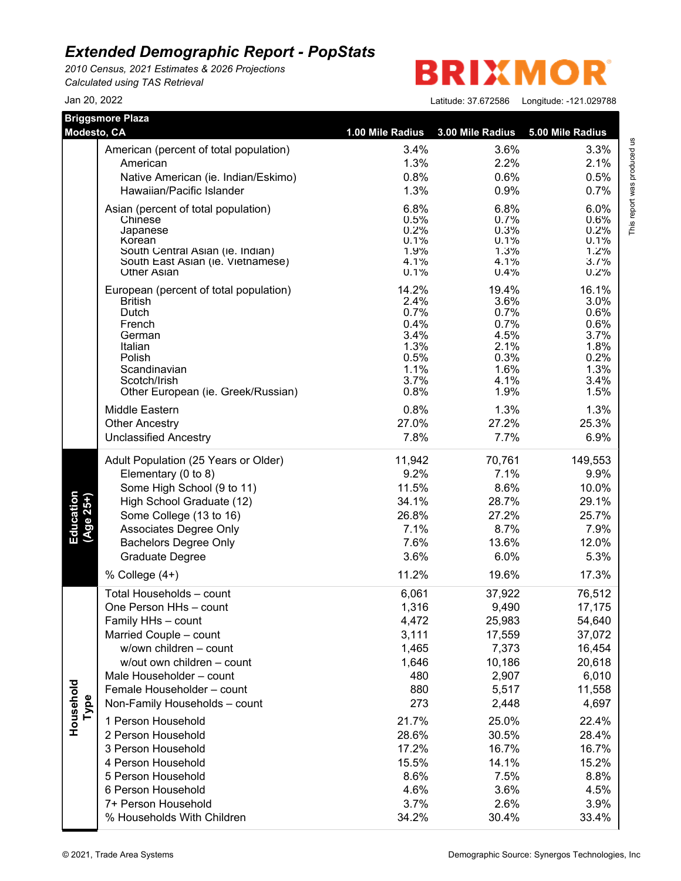## Extended Demographic Report - PopStats

*2010 Census, 2021 Estimates & 2026 Projections*
*Calculated using TAS Retrieval*

Jan 20, 2022

BRIXMOR

Latitude: 37.672586 Longitude: -121.029788

| Briggsmore Plaza Modesto, CA | | 1.00 Mile Radius | 3.00 Mile Radius | 5.00 Mile Radius |
|---|---|---|---|---|
| | American (percent of total population) | 3.4% | 3.6% | 3.3% |
| | American | 1.3% | 2.2% | 2.1% |
| | Native American (ie. Indian/Eskimo) | 0.8% | 0.6% | 0.5% |
| | Hawaiian/Pacific Islander | 1.3% | 0.9% | 0.7% |
| | Asian (percent of total population) | 6.8% | 6.8% | 6.0% |
| | Chinese | 0.5% | 0.7% | 0.6% |
| | Japanese | 0.2% | 0.3% | 0.2% |
| | Korean | 0.1% | 0.1% | 0.1% |
| | South Central Asian (ie. Indian) | 1.9% | 1.3% | 1.2% |
| | South East Asian (ie. Vietnamese) | 4.1% | 4.1% | 3.7% |
| | Other Asian | 0.1% | 0.4% | 0.2% |
| | European (percent of total population) | 14.2% | 19.4% | 16.1% |
| | British | 2.4% | 3.6% | 3.0% |
| | Dutch | 0.7% | 0.7% | 0.6% |
| | French | 0.4% | 0.7% | 0.6% |
| | German | 3.4% | 4.5% | 3.7% |
| | Italian | 1.3% | 2.1% | 1.8% |
| | Polish | 0.5% | 0.3% | 0.2% |
| | Scandinavian | 1.1% | 1.6% | 1.3% |
| | Scotch/Irish | 3.7% | 4.1% | 3.4% |
| | Other European (ie. Greek/Russian) | 0.8% | 1.9% | 1.5% |
| | Middle Eastern | 0.8% | 1.3% | 1.3% |
| | Other Ancestry | 27.0% | 27.2% | 25.3% |
| | Unclassified Ancestry | 7.8% | 7.7% | 6.9% |
| Education (Age 25+) | Adult Population (25 Years or Older) | 11,942 | 70,761 | 149,553 |
| | Elementary (0 to 8) | 9.2% | 7.1% | 9.9% |
| | Some High School (9 to 11) | 11.5% | 8.6% | 10.0% |
| | High School Graduate (12) | 34.1% | 28.7% | 29.1% |
| | Some College (13 to 16) | 26.8% | 27.2% | 25.7% |
| | Associates Degree Only | 7.1% | 8.7% | 7.9% |
| | Bachelors Degree Only | 7.6% | 13.6% | 12.0% |
| | Graduate Degree | 3.6% | 6.0% | 5.3% |
| | % College (4+) | 11.2% | 19.6% | 17.3% |
| Household Type | Total Households – count | 6,061 | 37,922 | 76,512 |
| | One Person HHs – count | 1,316 | 9,490 | 17,175 |
| | Family HHs – count | 4,472 | 25,983 | 54,640 |
| | Married Couple – count | 3,111 | 17,559 | 37,072 |
| | w/own children – count | 1,465 | 7,373 | 16,454 |
| | w/out own children – count | 1,646 | 10,186 | 20,618 |
| | Male Householder – count | 480 | 2,907 | 6,010 |
| | Female Householder – count | 880 | 5,517 | 11,558 |
| | Non-Family Households – count | 273 | 2,448 | 4,697 |
| | 1 Person Household | 21.7% | 25.0% | 22.4% |
| | 2 Person Household | 28.6% | 30.5% | 28.4% |
| | 3 Person Household | 17.2% | 16.7% | 16.7% |
| | 4 Person Household | 15.5% | 14.1% | 15.2% |
| | 5 Person Household | 8.6% | 7.5% | 8.8% |
| | 6 Person Household | 4.6% | 3.6% | 4.5% |
| | 7+ Person Household | 3.7% | 2.6% | 3.9% |
| | % Households With Children | 34.2% | 30.4% | 33.4% |

This report was produced us

© 2021, Trade Area Systems

Demographic Source: Synergos Technologies, Inc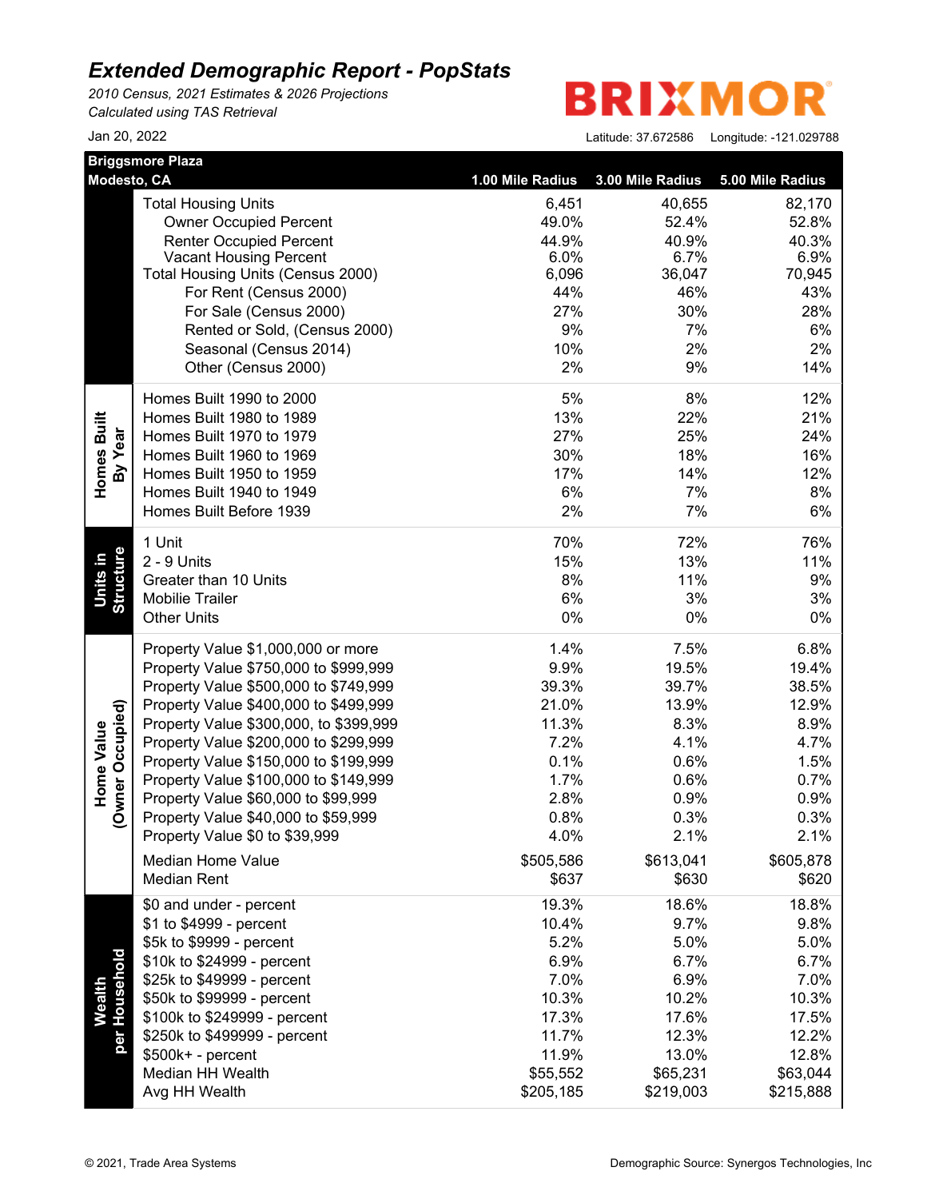# *Extended Demographic Report - PopStats*

*2010 Census, 2021 Estimates & 2026 Projections*
*Calculated using TAS Retrieval*

Jan 20, 2022

BRIXMOR

Latitude: 37.672586 Longitude: -121.029788

| Briggsmore Plaza Modesto, CA | | 1.00 Mile Radius | 3.00 Mile Radius | 5.00 Mile Radius |
|---|---|---|---|---|
| | Total Housing Units | 6,451 | 40,655 | 82,170 |
| | Owner Occupied Percent | 49.0% | 52.4% | 52.8% |
| | Renter Occupied Percent | 44.9% | 40.9% | 40.3% |
| | Vacant Housing Percent | 6.0% | 6.7% | 6.9% |
| | Total Housing Units (Census 2000) | 6,096 | 36,047 | 70,945 |
| | For Rent (Census 2000) | 44% | 46% | 43% |
| | For Sale (Census 2000) | 27% | 30% | 28% |
| | Rented or Sold, (Census 2000) | 9% | 7% | 6% |
| | Seasonal (Census 2014) | 10% | 2% | 2% |
| | Other (Census 2000) | 2% | 9% | 14% |
| Homes Built By Year | Homes Built 1990 to 2000 | 5% | 8% | 12% |
| | Homes Built 1980 to 1989 | 13% | 22% | 21% |
| | Homes Built 1970 to 1979 | 27% | 25% | 24% |
| | Homes Built 1960 to 1969 | 30% | 18% | 16% |
| | Homes Built 1950 to 1959 | 17% | 14% | 12% |
| | Homes Built 1940 to 1949 | 6% | 7% | 8% |
| | Homes Built Before 1939 | 2% | 7% | 6% |
| Units in Structure | 1 Unit | 70% | 72% | 76% |
| | 2 - 9 Units | 15% | 13% | 11% |
| | Greater than 10 Units | 8% | 11% | 9% |
| | Mobilie Trailer | 6% | 3% | 3% |
| | Other Units | 0% | 0% | 0% |
| Home Value (Owner Occupied) | Property Value $1,000,000 or more | 1.4% | 7.5% | 6.8% |
| | Property Value $750,000 to $999,999 | 9.9% | 19.5% | 19.4% |
| | Property Value $500,000 to $749,999 | 39.3% | 39.7% | 38.5% |
| | Property Value $400,000 to $499,999 | 21.0% | 13.9% | 12.9% |
| | Property Value $300,000, to $399,999 | 11.3% | 8.3% | 8.9% |
| | Property Value $200,000 to $299,999 | 7.2% | 4.1% | 4.7% |
| | Property Value $150,000 to $199,999 | 0.1% | 0.6% | 1.5% |
| | Property Value $100,000 to $149,999 | 1.7% | 0.6% | 0.7% |
| | Property Value $60,000 to $99,999 | 2.8% | 0.9% | 0.9% |
| | Property Value $40,000 to $59,999 | 0.8% | 0.3% | 0.3% |
| | Property Value $0 to $39,999 | 4.0% | 2.1% | 2.1% |
| | Median Home Value | $505,586 | $613,041 | $605,878 |
| | Median Rent | $637 | $630 | $620 |
| Wealth per Household | $0 and under - percent | 19.3% | 18.6% | 18.8% |
| | $1 to $4999 - percent | 10.4% | 9.7% | 9.8% |
| | $5k to $9999 - percent | 5.2% | 5.0% | 5.0% |
| | $10k to $24999 - percent | 6.9% | 6.7% | 6.7% |
| | $25k to $49999 - percent | 7.0% | 6.9% | 7.0% |
| | $50k to $99999 - percent | 10.3% | 10.2% | 10.3% |
| | $100k to $249999 - percent | 17.3% | 17.6% | 17.5% |
| | $250k to $499999 - percent | 11.7% | 12.3% | 12.2% |
| | $500k+ - percent | 11.9% | 13.0% | 12.8% |
| | Median HH Wealth | $55,552 | $65,231 | $63,044 |
| | Avg HH Wealth | $205,185 | $219,003 | $215,888 |

© 2021, Trade Area Systems

Demographic Source: Synergos Technologies, Inc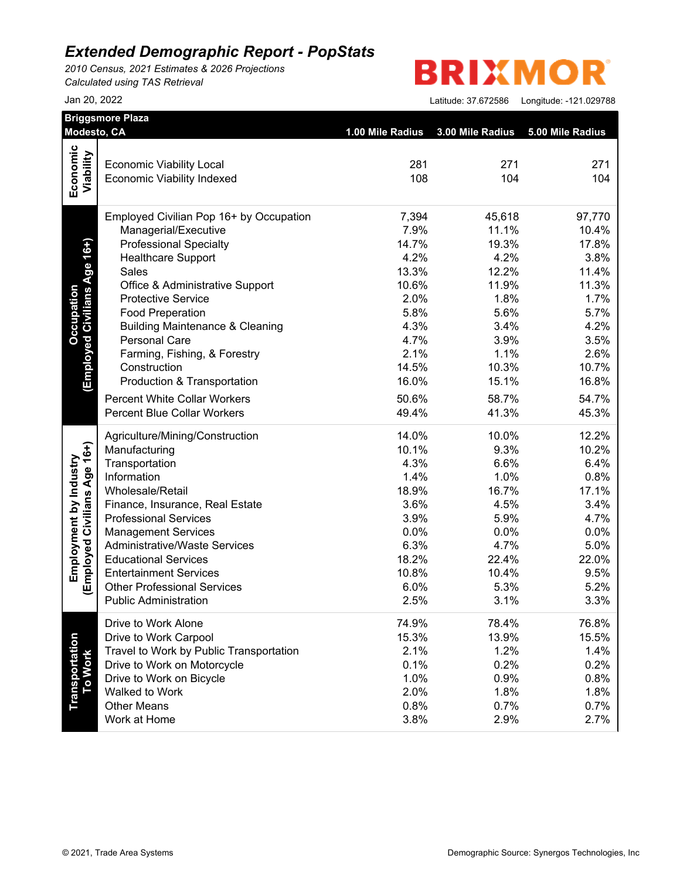# Extended Demographic Report - PopStats

*2010 Census, 2021 Estimates & 2026 Projections*
*Calculated using TAS Retrieval*

Jan 20, 2022

BRIXMOR

Latitude: 37.672586 Longitude: -121.029788

| Briggsmore Plaza Modesto, CA | | 1.00 Mile Radius | 3.00 Mile Radius | 5.00 Mile Radius |
|---|---|---|---|---|
| **Economic Viability** | Economic Viability Local | 281 | 271 | 271 |
| | Economic Viability Indexed | 108 | 104 | 104 |
| **Occupation (Employed Civilians Age 16+)** | Employed Civilian Pop 16+ by Occupation | 7,394 | 45,618 | 97,770 |
| | Managerial/Executive | 7.9% | 11.1% | 10.4% |
| | Professional Specialty | 14.7% | 19.3% | 17.8% |
| | Healthcare Support | 4.2% | 4.2% | 3.8% |
| | Sales | 13.3% | 12.2% | 11.4% |
| | Office & Administrative Support | 10.6% | 11.9% | 11.3% |
| | Protective Service | 2.0% | 1.8% | 1.7% |
| | Food Preparation | 5.8% | 5.6% | 5.7% |
| | Building Maintenance & Cleaning | 4.3% | 3.4% | 4.2% |
| | Personal Care | 4.7% | 3.9% | 3.5% |
| | Farming, Fishing, & Forestry | 2.1% | 1.1% | 2.6% |
| | Construction | 14.5% | 10.3% | 10.7% |
| | Production & Transportation | 16.0% | 15.1% | 16.8% |
| | Percent White Collar Workers | 50.6% | 58.7% | 54.7% |
| | Percent Blue Collar Workers | 49.4% | 41.3% | 45.3% |
| **Employment by Industry (Employed Civilians Age 16+)** | Agriculture/Mining/Construction | 14.0% | 10.0% | 12.2% |
| | Manufacturing | 10.1% | 9.3% | 10.2% |
| | Transportation | 4.3% | 6.6% | 6.4% |
| | Information | 1.4% | 1.0% | 0.8% |
| | Wholesale/Retail | 18.9% | 16.7% | 17.1% |
| | Finance, Insurance, Real Estate | 3.6% | 4.5% | 3.4% |
| | Professional Services | 3.9% | 5.9% | 4.7% |
| | Management Services | 0.0% | 0.0% | 0.0% |
| | Administrative/Waste Services | 6.3% | 4.7% | 5.0% |
| | Educational Services | 18.2% | 22.4% | 22.0% |
| | Entertainment Services | 10.8% | 10.4% | 9.5% |
| | Other Professional Services | 6.0% | 5.3% | 5.2% |
| | Public Administration | 2.5% | 3.1% | 3.3% |
| **Transportation To Work** | Drive to Work Alone | 74.9% | 78.4% | 76.8% |
| | Drive to Work Carpool | 15.3% | 13.9% | 15.5% |
| | Travel to Work by Public Transportation | 2.1% | 1.2% | 1.4% |
| | Drive to Work on Motorcycle | 0.1% | 0.2% | 0.2% |
| | Drive to Work on Bicycle | 1.0% | 0.9% | 0.8% |
| | Walked to Work | 2.0% | 1.8% | 1.8% |
| | Other Means | 0.8% | 0.7% | 0.7% |
| | Work at Home | 3.8% | 2.9% | 2.7% |

© 2021, Trade Area Systems

Demographic Source: Synergos Technologies, Inc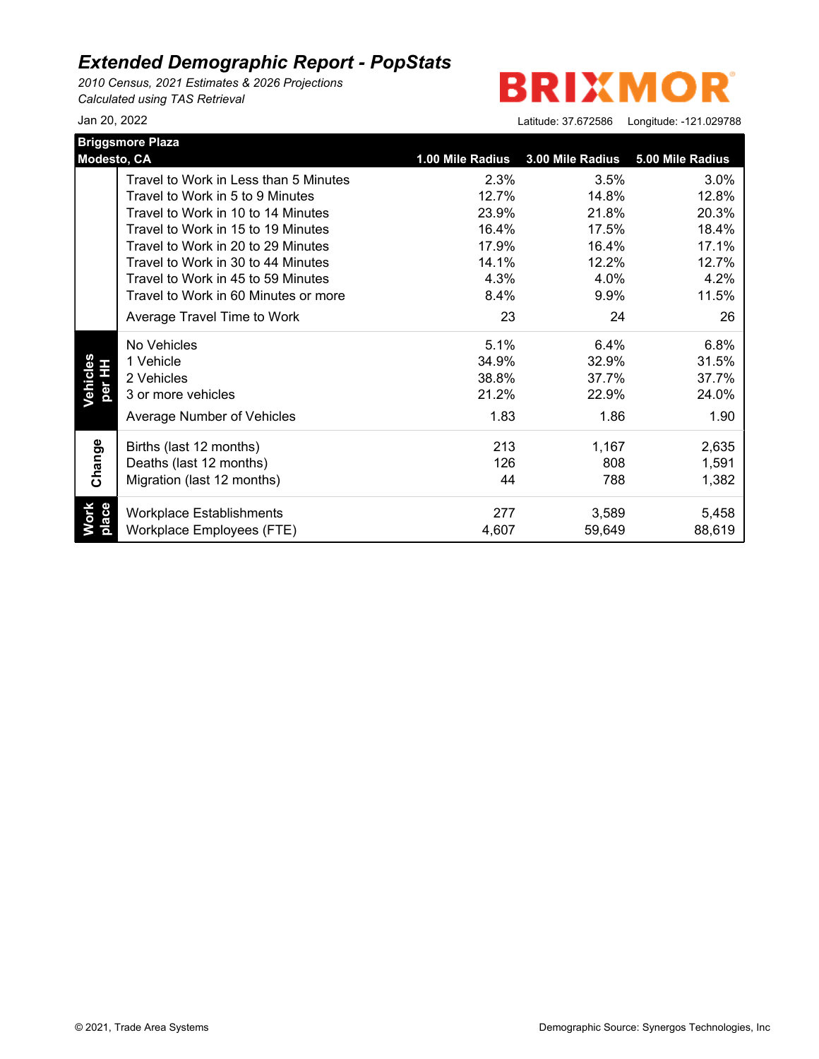# Extended Demographic Report - PopStats

*2010 Census, 2021 Estimates & 2026 Projections*
*Calculated using TAS Retrieval*

BRIXMOR

Jan 20, 2022

Latitude: 37.672586 Longitude: -121.029788

| Briggsmore Plaza Modesto, CA | | 1.00 Mile Radius | 3.00 Mile Radius | 5.00 Mile Radius |
|---|---|---|---|---|
| | Travel to Work in Less than 5 Minutes | 2.3% | 3.5% | 3.0% |
| | Travel to Work in 5 to 9 Minutes | 12.7% | 14.8% | 12.8% |
| | Travel to Work in 10 to 14 Minutes | 23.9% | 21.8% | 20.3% |
| | Travel to Work in 15 to 19 Minutes | 16.4% | 17.5% | 18.4% |
| | Travel to Work in 20 to 29 Minutes | 17.9% | 16.4% | 17.1% |
| | Travel to Work in 30 to 44 Minutes | 14.1% | 12.2% | 12.7% |
| | Travel to Work in 45 to 59 Minutes | 4.3% | 4.0% | 4.2% |
| | Travel to Work in 60 Minutes or more | 8.4% | 9.9% | 11.5% |
| | Average Travel Time to Work | 23 | 24 | 26 |
| Vehicles per HH | No Vehicles | 5.1% | 6.4% | 6.8% |
| | 1 Vehicle | 34.9% | 32.9% | 31.5% |
| | 2 Vehicles | 38.8% | 37.7% | 37.7% |
| | 3 or more vehicles | 21.2% | 22.9% | 24.0% |
| | Average Number of Vehicles | 1.83 | 1.86 | 1.90 |
| Change | Births (last 12 months) | 213 | 1,167 | 2,635 |
| | Deaths (last 12 months) | 126 | 808 | 1,591 |
| | Migration (last 12 months) | 44 | 788 | 1,382 |
| Work place | Workplace Establishments | 277 | 3,589 | 5,458 |
| | Workplace Employees (FTE) | 4,607 | 59,649 | 88,619 |

© 2021, Trade Area Systems

Demographic Source: Synergos Technologies, Inc